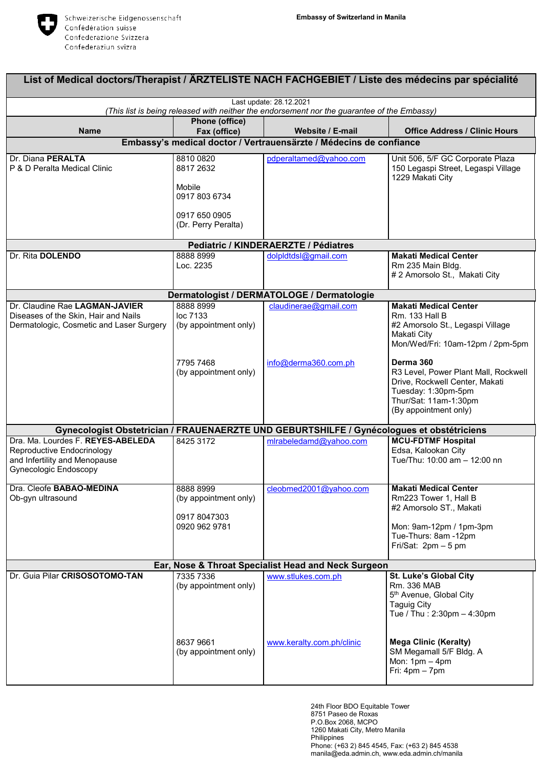Schweizerische Eidgenossenschaft
Confédération suisse
Confederazione Svizzera
Confederaziun svizra

**Embassy of Switzerland in Manila**

# List of Medical doctors/Therapist / ÄRZTELISTE NACH FACHGEBIET / Liste des médecins par spécialité

Last update: 28.12.2021

*(This list is being released with neither the endorsement nor the guarantee of the Embassy)*

| Name | Phone (office) Fax (office) | Website / E-mail | Office Address / Clinic Hours |
|---|---|---|---|
| **Embassy's medical doctor / Vertrauensärzte / Médecins de confiance** | | | |
| Dr. Diana **PERALTA**<br>P & D Peralta Medical Clinic | 8810 0820<br>8817 2632<br><br>Mobile<br>0917 803 6734<br><br>0917 650 0905<br>(Dr. Perry Peralta) | pdperaltamed@yahoo.com | Unit 506, 5/F GC Corporate Plaza<br>150 Legaspi Street, Legaspi Village<br>1229 Makati City |
| **Pediatric / KINDERAERZTE / Pédiatres** | | | |
| Dr. Rita **DOLENDO** | 8888 8999<br>Loc. 2235 | dolpldtdsl@gmail.com | **Makati Medical Center**<br>Rm 235 Main Bldg.<br># 2 Amorsolo St., Makati City |
| **Dermatologist / DERMATOLOGE / Dermatologie** | | | |
| Dr. Claudine Rae **LAGMAN-JAVIER**<br>Diseases of the Skin, Hair and Nails<br>Dermatologic, Cosmetic and Laser Surgery | 8888 8999<br>loc 7133<br>(by appointment only) | claudinerae@gmail.com | **Makati Medical Center**<br>Rm. 133 Hall B<br>#2 Amorsolo St., Legaspi Village<br>Makati City<br>Mon/Wed/Fri: 10am-12pm / 2pm-5pm |
| | 7795 7468<br>(by appointment only) | info@derma360.com.ph | **Derma 360**<br>R3 Level, Power Plant Mall, Rockwell Drive, Rockwell Center, Makati<br>Tuesday: 1:30pm-5pm<br>Thur/Sat: 11am-1:30pm<br>(By appointment only) |
| **Gynecologist Obstetrician / FRAUENAERZTE UND GEBURTSHILFE / Gynécologues et obstétriciens** | | | |
| Dra. Ma. Lourdes F. **REYES-ABELEDA**<br>Reproductive Endocrinology and Infertility and Menopause<br>Gynecologic Endoscopy | 8425 3172 | mlrabeledamd@yahoo.com | **MCU-FDTMF Hospital**<br>Edsa, Kalookan City<br>Tue/Thu: 10:00 am – 12:00 nn |
| Dra. Cleofe **BABAO-MEDINA**<br>Ob-gyn ultrasound | 8888 8999<br>(by appointment only)<br><br>0917 8047303<br>0920 962 9781 | cleobmed2001@yahoo.com | **Makati Medical Center**<br>Rm223 Tower 1, Hall B<br>#2 Amorsolo ST., Makati<br><br>Mon: 9am-12pm / 1pm-3pm<br>Tue-Thurs: 8am -12pm<br>Fri/Sat: 2pm – 5 pm |
| **Ear, Nose & Throat Specialist Head and Neck Surgeon** | | | |
| Dr. Guia Pilar **CRISOSOTOMO-TAN** | 7335 7336<br>(by appointment only) | www.stlukes.com.ph | **St. Luke's Global City**<br>Rm. 336 MAB<br>5th Avenue, Global City<br>Taguig City<br>Tue / Thu : 2:30pm – 4:30pm |
| | 8637 9661<br>(by appointment only) | www.keralty.com.ph/clinic | **Mega Clinic (Keralty)**<br>SM Megamall 5/F Bldg. A<br>Mon: 1pm – 4pm<br>Fri: 4pm – 7pm |

24th Floor BDO Equitable Tower
8751 Paseo de Roxas
P.O.Box 2068, MCPO
1260 Makati City, Metro Manila
Philippines
Phone: (+63 2) 845 4545, Fax: (+63 2) 845 4538
manila@eda.admin.ch, www.eda.admin.ch/manila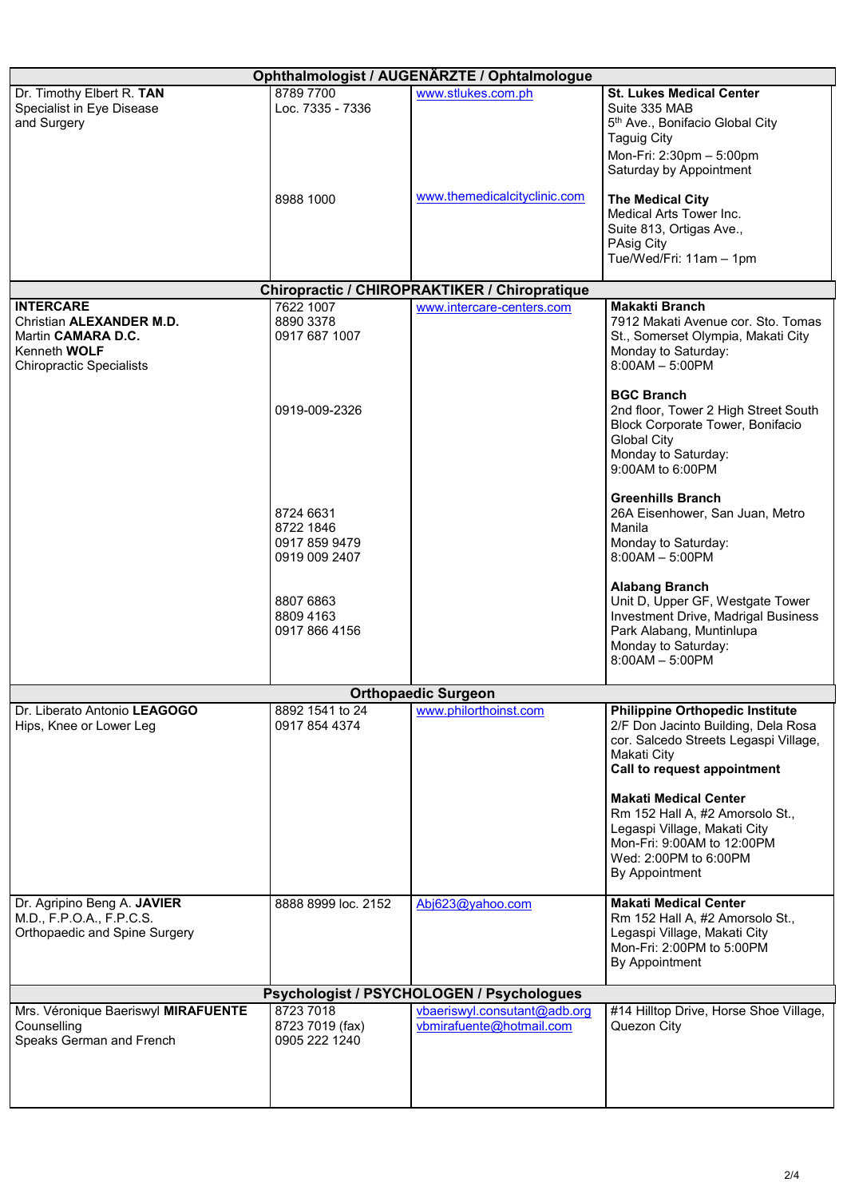| Ophthalmologist / AUGENÄRZTE / Ophtalmologue | | | |
|---|---|---|---|
| Dr. Timothy Elbert R. **TAN**<br>Specialist in Eye Disease and Surgery | 8789 7700<br>Loc. 7335 - 7336 | www.stlukes.com.ph | **St. Lukes Medical Center**<br>Suite 335 MAB<br>5th Ave., Bonifacio Global City<br>Taguig City<br>Mon-Fri: 2:30pm – 5:00pm<br>Saturday by Appointment |
| | 8988 1000 | www.themedicalcityclinic.com | **The Medical City**<br>Medical Arts Tower Inc.<br>Suite 813, Ortigas Ave.,<br>PAsig City<br>Tue/Wed/Fri: 11am – 1pm |
| **Chiropractic / CHIROPRAKTIKER / Chiropratique** | | | |
| **INTERCARE**<br>Christian **ALEXANDER M.D.**<br>Martin **CAMARA D.C.**<br>Kenneth **WOLF**<br>Chiropractic Specialists | 7622 1007<br>8890 3378<br>0917 687 1007 | www.intercare-centers.com | **Makakti Branch**<br>7912 Makati Avenue cor. Sto. Tomas St., Somerset Olympia, Makati City<br>Monday to Saturday:<br>8:00AM – 5:00PM |
| | 0919-009-2326 | | **BGC Branch**<br>2nd floor, Tower 2 High Street South Block Corporate Tower, Bonifacio Global City<br>Monday to Saturday:<br>9:00AM to 6:00PM |
| | 8724 6631<br>8722 1846<br>0917 859 9479<br>0919 009 2407 | | **Greenhills Branch**<br>26A Eisenhower, San Juan, Metro Manila<br>Monday to Saturday:<br>8:00AM – 5:00PM |
| | 8807 6863<br>8809 4163<br>0917 866 4156 | | **Alabang Branch**<br>Unit D, Upper GF, Westgate Tower Investment Drive, Madrigal Business Park Alabang, Muntinlupa<br>Monday to Saturday:<br>8:00AM – 5:00PM |
| **Orthopaedic Surgeon** | | | |
| Dr. Liberato Antonio **LEAGOGO**<br>Hips, Knee or Lower Leg | 8892 1541 to 24<br>0917 854 4374 | www.philorthoinst.com | **Philippine Orthopedic Institute**<br>2/F Don Jacinto Building, Dela Rosa cor. Salcedo Streets Legaspi Village, Makati City<br>**Call to request appointment**<br><br>**Makati Medical Center**<br>Rm 152 Hall A, #2 Amorsolo St., Legaspi Village, Makati City<br>Mon-Fri: 9:00AM to 12:00PM<br>Wed: 2:00PM to 6:00PM<br>By Appointment |
| Dr. Agripino Beng A. **JAVIER**<br>M.D., F.P.O.A., F.P.C.S.<br>Orthopaedic and Spine Surgery | 8888 8999 loc. 2152 | Abj623@yahoo.com | **Makati Medical Center**<br>Rm 152 Hall A, #2 Amorsolo St., Legaspi Village, Makati City<br>Mon-Fri: 2:00PM to 5:00PM<br>By Appointment |
| **Psychologist / PSYCHOLOGEN / Psychologues** | | | |
| Mrs. Véronique Baeriswyl **MIRAFUENTE**<br>Counselling<br>Speaks German and French | 8723 7018<br>8723 7019 (fax)<br>0905 222 1240 | vbaeriswyl.consutant@adb.org<br>vbmirafuente@hotmail.com | #14 Hilltop Drive, Horse Shoe Village, Quezon City |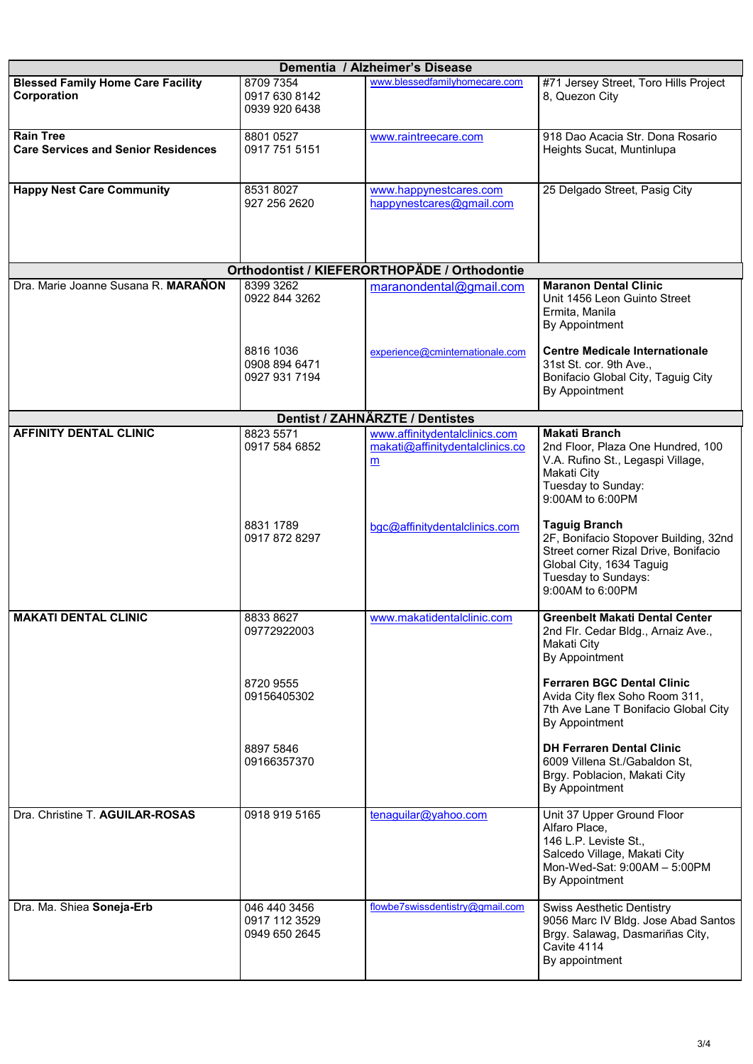| Dementia / Alzheimer's Disease | | | |
|---|---|---|---|
| **Blessed Family Home Care Facility Corporation** | 8709 7354<br>0917 630 8142<br>0939 920 6438 | www.blessedfamilyhomecare.com | #71 Jersey Street, Toro Hills Project 8, Quezon City |
| **Rain Tree**<br>**Care Services and Senior Residences** | 8801 0527<br>0917 751 5151 | www.raintreecare.com | 918 Dao Acacia Str. Dona Rosario Heights Sucat, Muntinlupa |
| **Happy Nest Care Community** | 8531 8027<br>927 256 2620 | www.happynestcares.com<br>happynestcares@gmail.com | 25 Delgado Street, Pasig City |
| **Orthodontist / KIEFERORTHOPÄDE / Orthodontie** | | | |
| Dra. Marie Joanne Susana R. **MARAÑON** | 8399 3262<br>0922 844 3262 | maranondental@gmail.com | **Maranon Dental Clinic**<br>Unit 1456 Leon Guinto Street<br>Ermita, Manila<br>By Appointment |
| | 8816 1036<br>0908 894 6471<br>0927 931 7194 | experience@cminternationale.com | **Centre Medicale Internationale**<br>31st St. cor. 9th Ave.,<br>Bonifacio Global City, Taguig City<br>By Appointment |
| **Dentist / ZAHNÄRZTE / Dentistes** | | | |
| **AFFINITY DENTAL CLINIC** | 8823 5571<br>0917 584 6852 | www.affinitydentalclinics.com<br>makati@affinitydentalclinics.com | **Makati Branch**<br>2nd Floor, Plaza One Hundred, 100 V.A. Rufino St., Legaspi Village, Makati City<br>Tuesday to Sunday:<br>9:00AM to 6:00PM |
| | 8831 1789<br>0917 872 8297 | bgc@affinitydentalclinics.com | **Taguig Branch**<br>2F, Bonifacio Stopover Building, 32nd Street corner Rizal Drive, Bonifacio Global City, 1634 Taguig<br>Tuesday to Sundays:<br>9:00AM to 6:00PM |
| **MAKATI DENTAL CLINIC** | 8833 8627<br>09772922003 | www.makatidentalclinic.com | **Greenbelt Makati Dental Center**<br>2nd Flr. Cedar Bldg., Arnaiz Ave., Makati City<br>By Appointment |
| | 8720 9555<br>09156405302 | | **Ferraren BGC Dental Clinic**<br>Avida City flex Soho Room 311,<br>7th Ave Lane T Bonifacio Global City<br>By Appointment |
| | 8897 5846<br>09166357370 | | **DH Ferraren Dental Clinic**<br>6009 Villena St./Gabaldon St,<br>Brgy. Poblacion, Makati City<br>By Appointment |
| Dra. Christine T. **AGUILAR-ROSAS** | 0918 919 5165 | tenaguilar@yahoo.com | Unit 37 Upper Ground Floor<br>Alfaro Place,<br>146 L.P. Leviste St.,<br>Salcedo Village, Makati City<br>Mon-Wed-Sat: 9:00AM – 5:00PM<br>By Appointment |
| Dra. Ma. Shiea **Soneja-Erb** | 046 440 3456<br>0917 112 3529<br>0949 650 2645 | flowbe7swissdentistry@gmail.com | Swiss Aesthetic Dentistry<br>9056 Marc IV Bldg. Jose Abad Santos<br>Brgy. Salawag, Dasmariñas City,<br>Cavite 4114<br>By appointment |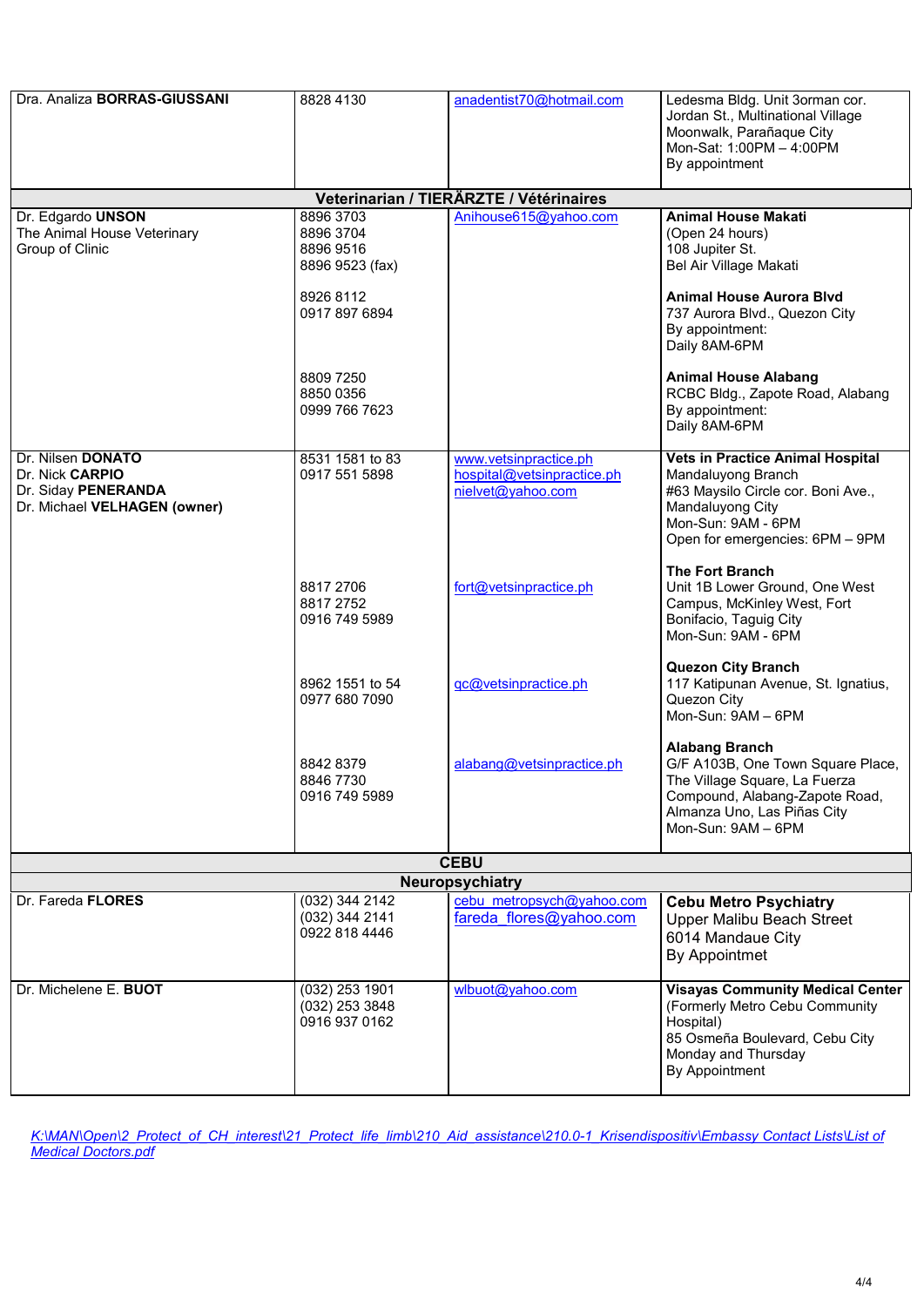| | | | |
|---|---|---|---|
| Dra. Analiza **BORRAS-GIUSSANI** | 8828 4130 | anadentist70@hotmail.com | Ledesma Bldg. Unit 3orman cor. Jordan St., Multinational Village Moonwalk, Parañaque City<br>Mon-Sat: 1:00PM – 4:00PM<br>By appointment |
| **Veterinarian / TIERÄRZTE / Vétérinaires** | | | |
| Dr. Edgardo **UNSON**<br>The Animal House Veterinary Group of Clinic | 8896 3703<br>8896 3704<br>8896 9516<br>8896 9523 (fax)<br><br>8926 8112<br>0917 897 6894<br><br>8809 7250<br>8850 0356<br>0999 766 7623 | Anihouse615@yahoo.com | **Animal House Makati**<br>(Open 24 hours)<br>108 Jupiter St.<br>Bel Air Village Makati<br><br>**Animal House Aurora Blvd**<br>737 Aurora Blvd., Quezon City<br>By appointment:<br>Daily 8AM-6PM<br><br>**Animal House Alabang**<br>RCBC Bldg., Zapote Road, Alabang<br>By appointment:<br>Daily 8AM-6PM |
| Dr. Nilsen **DONATO**<br>Dr. Nick **CARPIO**<br>Dr. Siday **PENERANDA**<br>Dr. Michael **VELHAGEN (owner)** | 8531 1581 to 83<br>0917 551 5898<br><br>8817 2706<br>8817 2752<br>0916 749 5989<br><br>8962 1551 to 54<br>0977 680 7090<br><br>8842 8379<br>8846 7730<br>0916 749 5989 | www.vetsinpractice.ph<br>hospital@vetsinpractice.ph<br>nielvet@yahoo.com<br><br>fort@vetsinpractice.ph<br><br>qc@vetsinpractice.ph<br><br>alabang@vetsinpractice.ph | **Vets in Practice Animal Hospital**<br>Mandaluyong Branch<br>#63 Maysilo Circle cor. Boni Ave., Mandaluyong City<br>Mon-Sun: 9AM - 6PM<br>Open for emergencies: 6PM – 9PM<br><br>**The Fort Branch**<br>Unit 1B Lower Ground, One West Campus, McKinley West, Fort Bonifacio, Taguig City<br>Mon-Sun: 9AM - 6PM<br><br>**Quezon City Branch**<br>117 Katipunan Avenue, St. Ignatius, Quezon City<br>Mon-Sun: 9AM – 6PM<br><br>**Alabang Branch**<br>G/F A103B, One Town Square Place, The Village Square, La Fuerza Compound, Alabang-Zapote Road, Almanza Uno, Las Piñas City<br>Mon-Sun: 9AM – 6PM |
| **CEBU** | | | |
| **Neuropsychiatry** | | | |
| Dr. Fareda **FLORES** | (032) 344 2142<br>(032) 344 2141<br>0922 818 4446 | cebu_metropsych@yahoo.com<br>fareda_flores@yahoo.com | **Cebu Metro Psychiatry**<br>Upper Malibu Beach Street<br>6014 Mandaue City<br>By Appointmet |
| Dr. Michelene E. **BUOT** | (032) 253 1901<br>(032) 253 3848<br>0916 937 0162 | wlbuot@yahoo.com | **Visayas Community Medical Center**<br>(Formerly Metro Cebu Community Hospital)<br>85 Osmeña Boulevard, Cebu City<br>Monday and Thursday<br>By Appointment |

*K:\MAN\Open\2_Protect_of_CH_interest\21_Protect_life_limb\210_Aid_assistance\210.0-1_Krisendispositiv\Embassy Contact Lists\List of Medical Doctors.pdf*